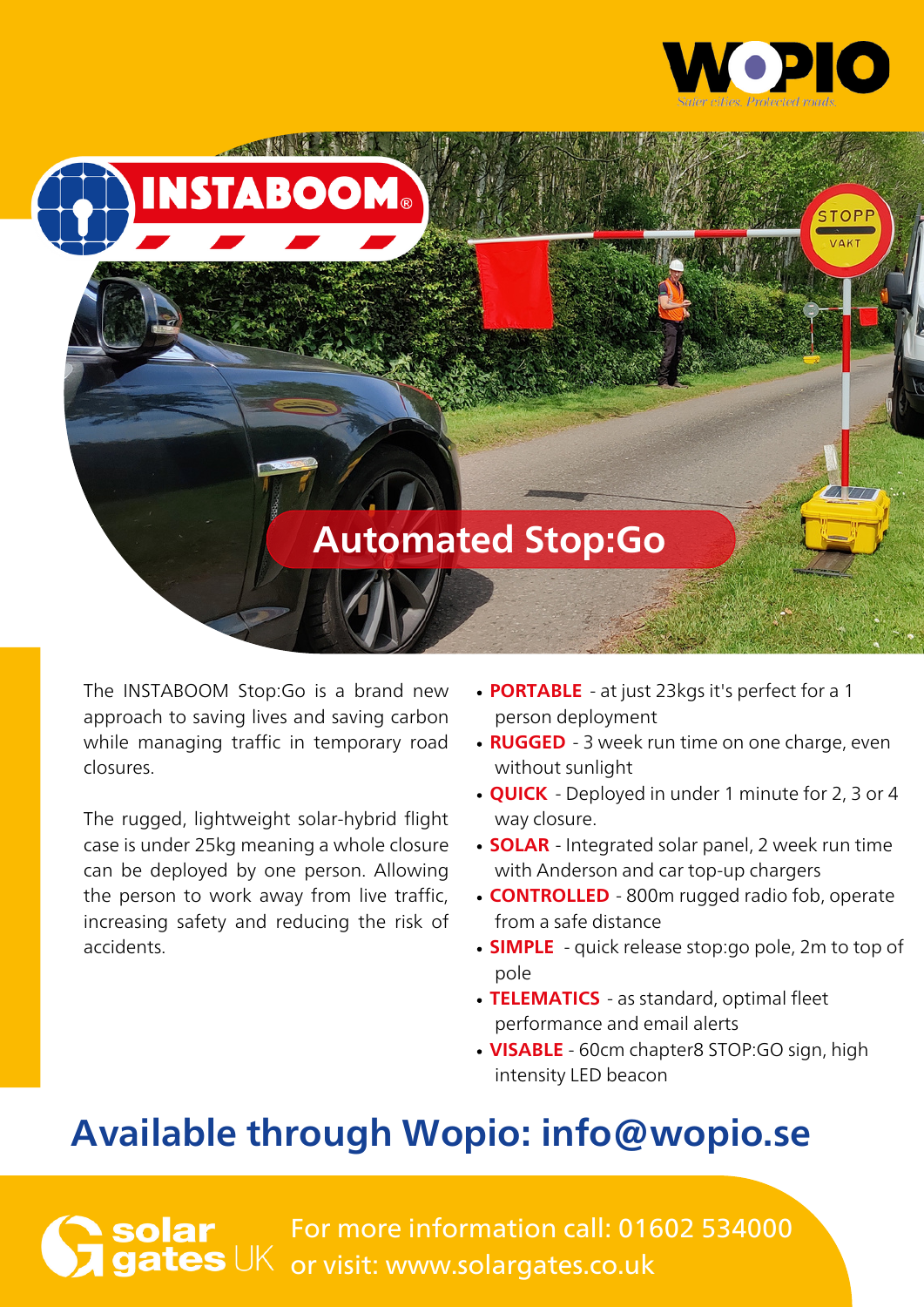WOPIO

Safer cities. Protected roads.

# INSTABOOM®

## Automated Stop:Go

The INSTABOOM Stop:Go is a brand new approach to saving lives and saving carbon while managing traffic in temporary road closures.

The rugged, lightweight solar-hybrid flight case is under 25kg meaning a whole closure can be deployed by one person. Allowing the person to work away from live traffic, increasing safety and reducing the risk of accidents.

- **PORTABLE** - at just 23kgs it's perfect for a 1 person deployment
- **RUGGED** - 3 week run time on one charge, even without sunlight
- **QUICK** - Deployed in under 1 minute for 2, 3 or 4 way closure.
- **SOLAR** - Integrated solar panel, 2 week run time with Anderson and car top-up chargers
- **CONTROLLED** - 800m rugged radio fob, operate from a safe distance
- **SIMPLE** - quick release stop:go pole, 2m to top of pole
- **TELEMATICS** - as standard, optimal fleet performance and email alerts
- **VISABLE** - 60cm chapter8 STOP:GO sign, high intensity LED beacon

## Available through Wopio: info@wopio.se

solar gates UK

For more information call: 01602 534000
or visit: www.solargates.co.uk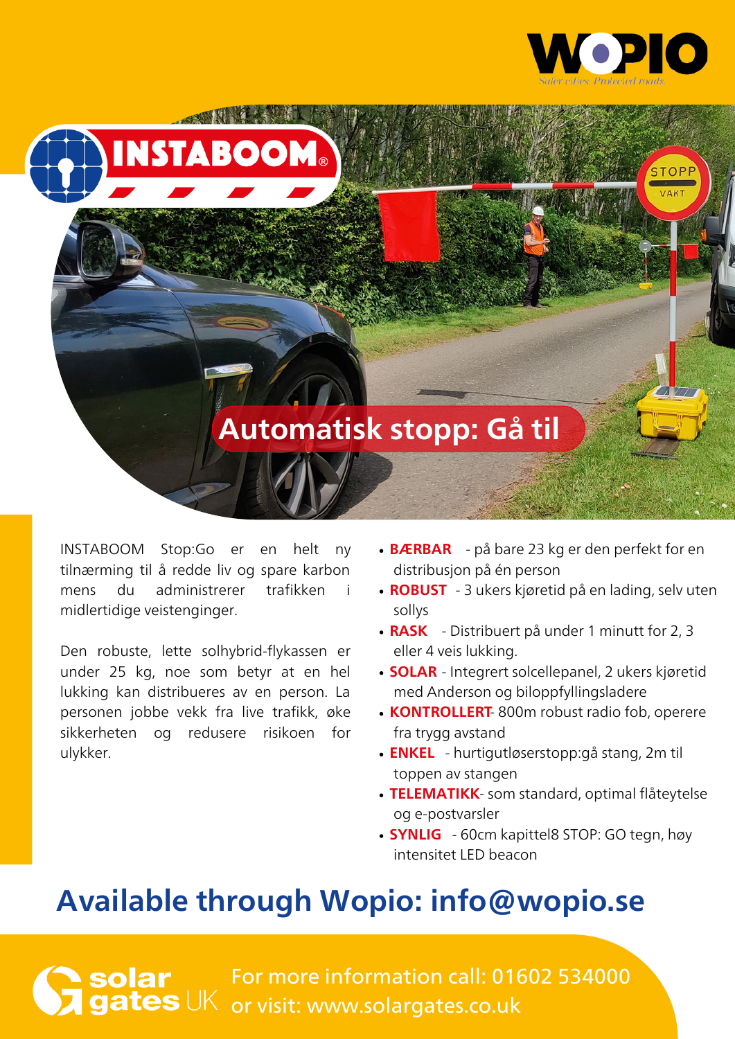WOPIO

Safer cities. Protected roads.

# INSTABOOM®

## Automatisk stopp: Gå til

INSTABOOM Stop:Go er en helt ny tilnærming til å redde liv og spare karbon mens du administrerer trafikken i midlertidige veistenginger.

Den robuste, lette solhybrid-flykassen er under 25 kg, noe som betyr at en hel lukking kan distribueres av en person. La personen jobbe vekk fra live trafikk, øke sikkerheten og redusere risikoen for ulykker.

- **BÆRBAR** - på bare 23 kg er den perfekt for en distribusjon på én person
- **ROBUST** - 3 ukers kjøretid på en lading, selv uten sollys
- **RASK** - Distribuert på under 1 minutt for 2, 3 eller 4 veis lukking.
- **SOLAR** - Integrert solcellepanel, 2 ukers kjøretid med Anderson og biloppfyllingsladere
- **KONTROLLERT**- 800m robust radio fob, operere fra trygg avstand
- **ENKEL** - hurtigutløserstopp:gå stang, 2m til toppen av stangen
- **TELEMATIKK**- som standard, optimal flåteytelse og e-postvarsler
- **SYNLIG** - 60cm kapittel8 STOP: GO tegn, høy intensitet LED beacon

## Available through Wopio: info@wopio.se

solar gates UK

For more information call: 01602 534000
or visit: www.solargates.co.uk